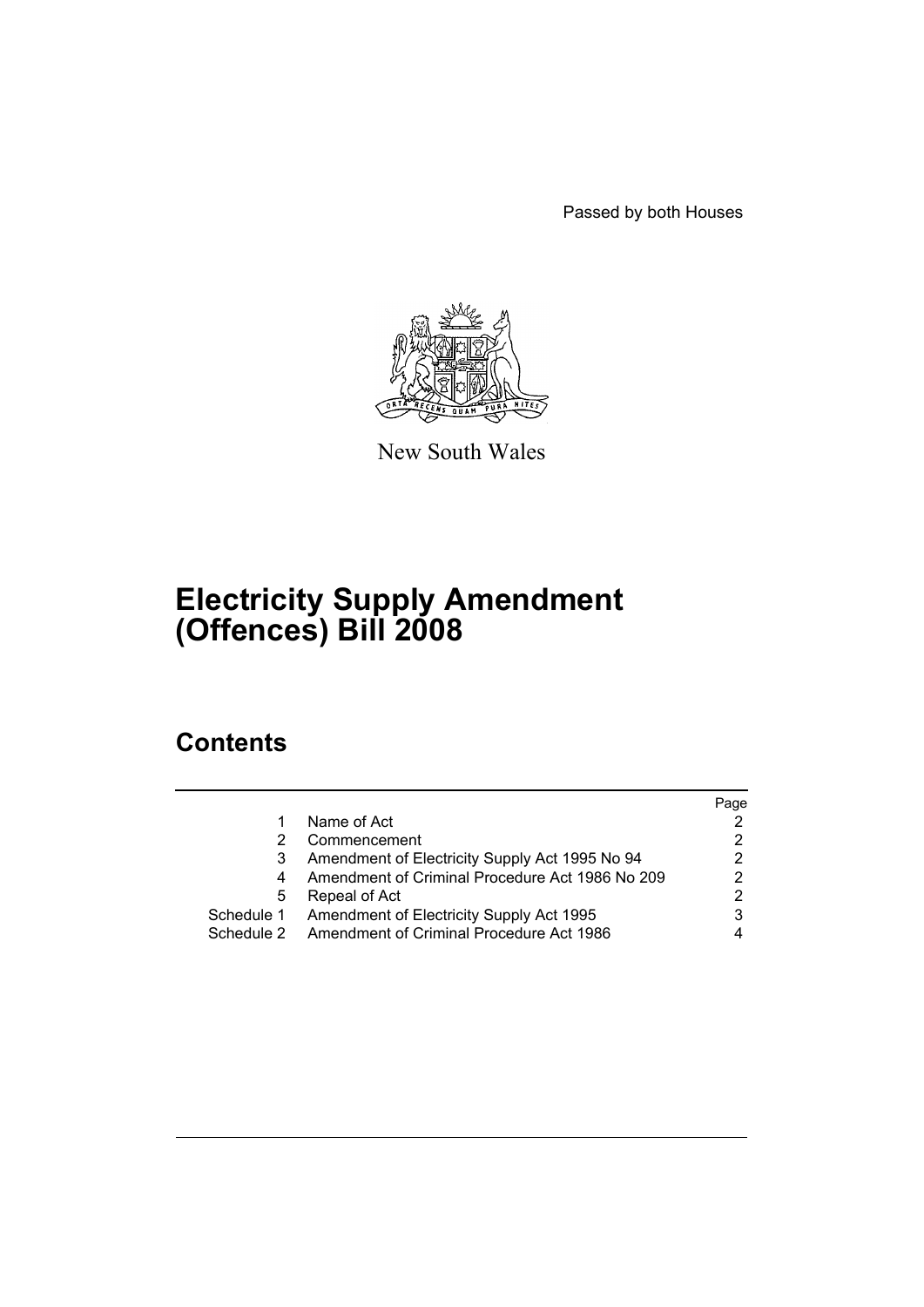Passed by both Houses

New South Wales

# Electricity Supply Amendment (Offences) Bill 2008

## Contents

| | | Page |
|---|---|---|
| 1 | Name of Act | 2 |
| 2 | Commencement | 2 |
| 3 | Amendment of Electricity Supply Act 1995 No 94 | 2 |
| 4 | Amendment of Criminal Procedure Act 1986 No 209 | 2 |
| 5 | Repeal of Act | 2 |
| Schedule 1 | Amendment of Electricity Supply Act 1995 | 3 |
| Schedule 2 | Amendment of Criminal Procedure Act 1986 | 4 |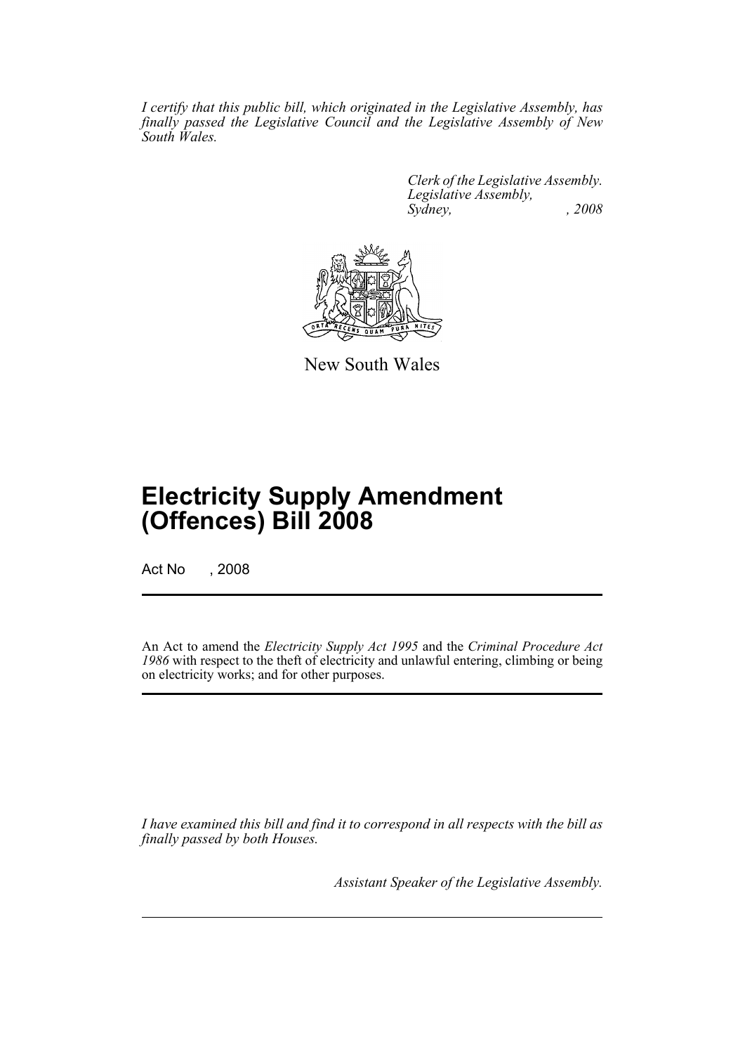*I certify that this public bill, which originated in the Legislative Assembly, has finally passed the Legislative Council and the Legislative Assembly of New South Wales.*

*Clerk of the Legislative Assembly.*
*Legislative Assembly,*
*Sydney, , 2008*

New South Wales

# Electricity Supply Amendment (Offences) Bill 2008

Act No , 2008

An Act to amend the *Electricity Supply Act 1995* and the *Criminal Procedure Act 1986* with respect to the theft of electricity and unlawful entering, climbing or being on electricity works; and for other purposes.

*I have examined this bill and find it to correspond in all respects with the bill as finally passed by both Houses.*

*Assistant Speaker of the Legislative Assembly.*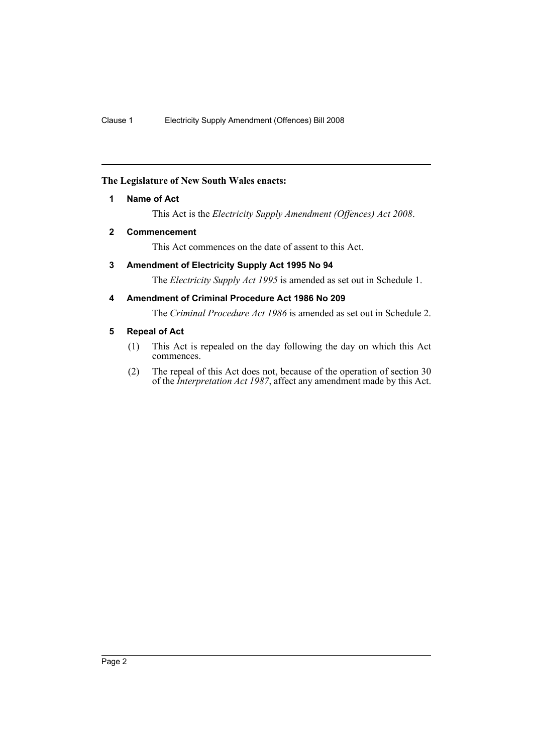**The Legislature of New South Wales enacts:**

**1 Name of Act**

This Act is the *Electricity Supply Amendment (Offences) Act 2008*.

**2 Commencement**

This Act commences on the date of assent to this Act.

**3 Amendment of Electricity Supply Act 1995 No 94**

The *Electricity Supply Act 1995* is amended as set out in Schedule 1.

**4 Amendment of Criminal Procedure Act 1986 No 209**

The *Criminal Procedure Act 1986* is amended as set out in Schedule 2.

**5 Repeal of Act**

(1) This Act is repealed on the day following the day on which this Act commences.

(2) The repeal of this Act does not, because of the operation of section 30 of the *Interpretation Act 1987*, affect any amendment made by this Act.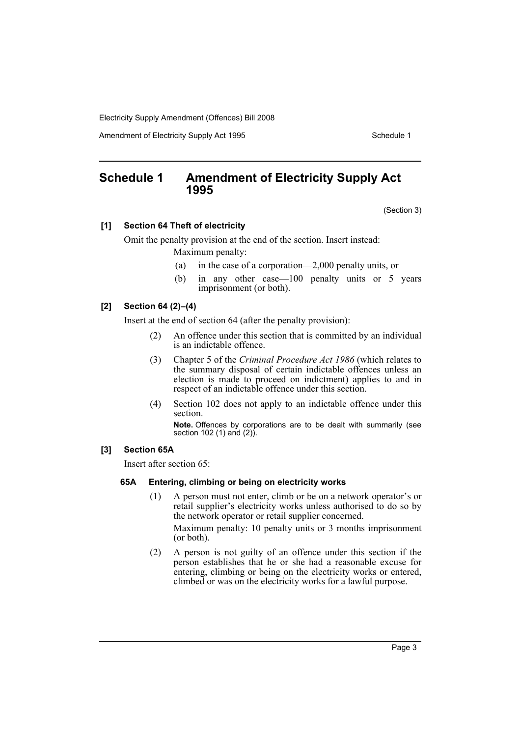## Schedule 1 Amendment of Electricity Supply Act 1995

(Section 3)

**[1] Section 64 Theft of electricity**

Omit the penalty provision at the end of the section. Insert instead:

Maximum penalty:

(a) in the case of a corporation—2,000 penalty units, or

(b) in any other case—100 penalty units or 5 years imprisonment (or both).

**[2] Section 64 (2)–(4)**

Insert at the end of section 64 (after the penalty provision):

(2) An offence under this section that is committed by an individual is an indictable offence.

(3) Chapter 5 of the *Criminal Procedure Act 1986* (which relates to the summary disposal of certain indictable offences unless an election is made to proceed on indictment) applies to and in respect of an indictable offence under this section.

(4) Section 102 does not apply to an indictable offence under this section.

**Note.** Offences by corporations are to be dealt with summarily (see section 102 (1) and (2)).

**[3] Section 65A**

Insert after section 65:

**65A Entering, climbing or being on electricity works**

(1) A person must not enter, climb or be on a network operator's or retail supplier's electricity works unless authorised to do so by the network operator or retail supplier concerned.

Maximum penalty: 10 penalty units or 3 months imprisonment (or both).

(2) A person is not guilty of an offence under this section if the person establishes that he or she had a reasonable excuse for entering, climbing or being on the electricity works or entered, climbed or was on the electricity works for a lawful purpose.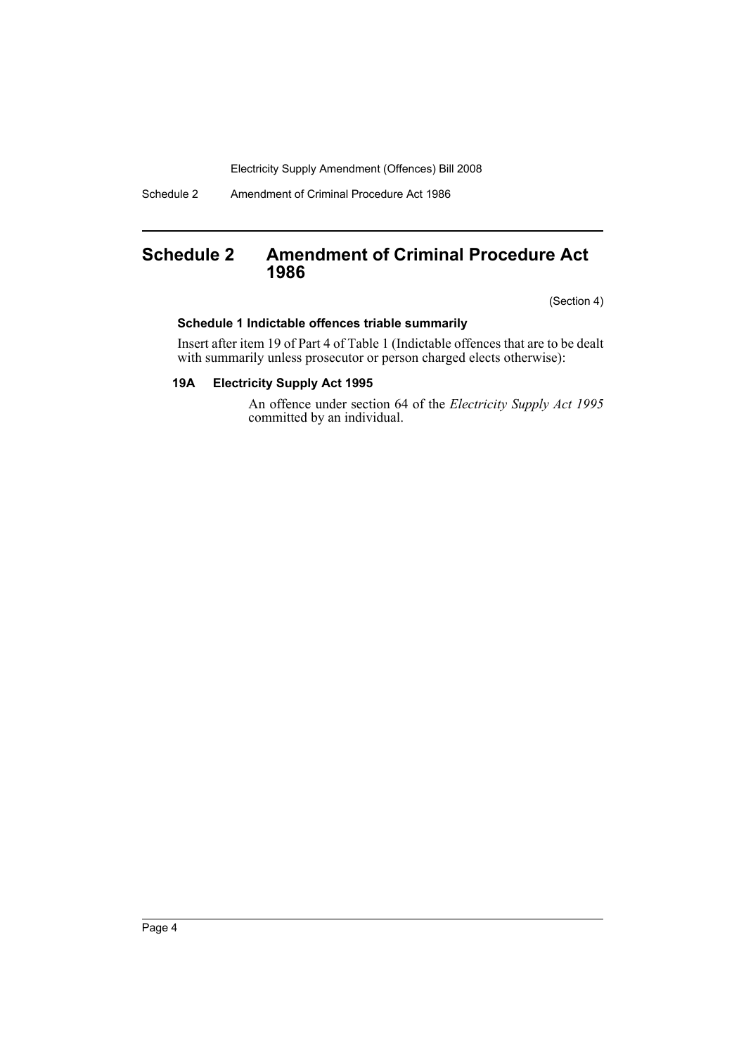# Schedule 2 Amendment of Criminal Procedure Act 1986

(Section 4)

### Schedule 1 Indictable offences triable summarily

Insert after item 19 of Part 4 of Table 1 (Indictable offences that are to be dealt with summarily unless prosecutor or person charged elects otherwise):

#### 19A Electricity Supply Act 1995

An offence under section 64 of the *Electricity Supply Act 1995* committed by an individual.